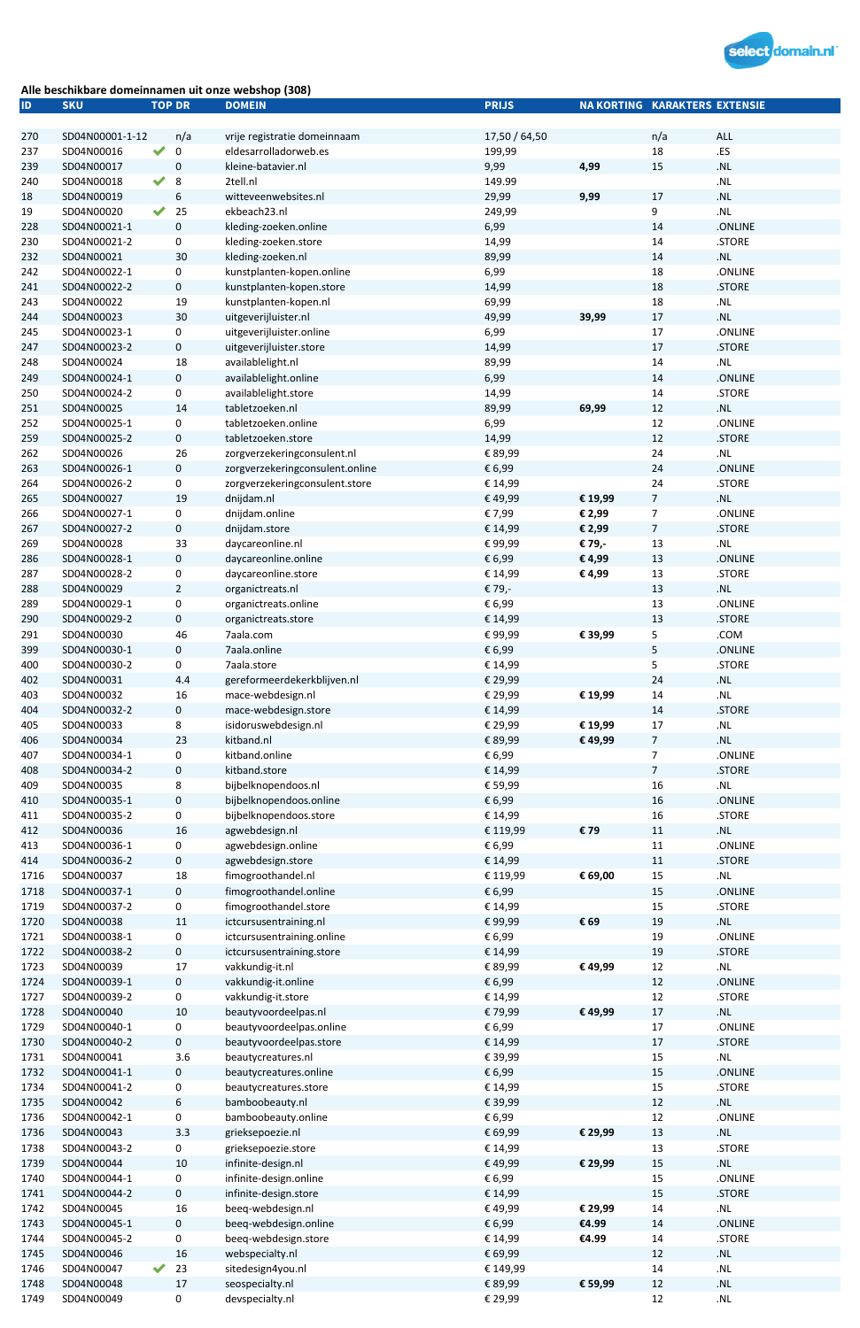**Alle beschikbare domeinnamen uit onze webshop (308)**

| ID | SKU | TOP | DR | DOMEIN | PRIJS | NA KORTING | KARAKTERS | EXTENSIE |
|---|---|---|---|---|---|---|---|---|
| 270 | SD04N00001-1-12 | | n/a | vrije registratie domeinnaam | 17,50 / 64,50 | | n/a | ALL |
| 237 | SD04N00016 | ✔ | 0 | eldesarrolladorweb.es | 199,99 | | 18 | .ES |
| 239 | SD04N00017 | | 0 | kleine-batavier.nl | 9,99 | 4,99 | 15 | .NL |
| 240 | SD04N00018 | ✔ | 8 | 2tell.nl | 149.99 | | | .NL |
| 18 | SD04N00019 | | 6 | witteveenwebsites.nl | 29,99 | 9,99 | 17 | .NL |
| 19 | SD04N00020 | ✔ | 25 | ekbeach23.nl | 249,99 | | 9 | .NL |
| 228 | SD04N00021-1 | | 0 | kleding-zoeken.online | 6,99 | | 14 | .ONLINE |
| 230 | SD04N00021-2 | | 0 | kleding-zoeken.store | 14,99 | | 14 | .STORE |
| 232 | SD04N00021 | | 30 | kleding-zoeken.nl | 89,99 | | 14 | .NL |
| 242 | SD04N00022-1 | | 0 | kunstplanten-kopen.online | 6,99 | | 18 | .ONLINE |
| 241 | SD04N00022-2 | | 0 | kunstplanten-kopen.store | 14,99 | | 18 | .STORE |
| 243 | SD04N00022 | | 19 | kunstplanten-kopen.nl | 69,99 | | 18 | .NL |
| 244 | SD04N00023 | | 30 | uitgeverijluister.nl | 49,99 | 39,99 | 17 | .NL |
| 245 | SD04N00023-1 | | 0 | uitgeverijluister.online | 6,99 | | 17 | .ONLINE |
| 247 | SD04N00023-2 | | 0 | uitgeverijluister.store | 14,99 | | 17 | .STORE |
| 248 | SD04N00024 | | 18 | availablelight.nl | 89,99 | | 14 | .NL |
| 249 | SD04N00024-1 | | 0 | availablelight.online | 6,99 | | 14 | .ONLINE |
| 250 | SD04N00024-2 | | 0 | availablelight.store | 14,99 | | 14 | .STORE |
| 251 | SD04N00025 | | 14 | tabletzoeken.nl | 89,99 | 69,99 | 12 | .NL |
| 252 | SD04N00025-1 | | 0 | tabletzoeken.online | 6,99 | | 12 | .ONLINE |
| 259 | SD04N00025-2 | | 0 | tabletzoeken.store | 14,99 | | 12 | .STORE |
| 262 | SD04N00026 | | 26 | zorgverzekeringconsulent.nl | € 89,99 | | 24 | .NL |
| 263 | SD04N00026-1 | | 0 | zorgverzekeringconsulent.online | € 6,99 | | 24 | .ONLINE |
| 264 | SD04N00026-2 | | 0 | zorgverzekeringconsulent.store | € 14,99 | | 24 | .STORE |
| 265 | SD04N00027 | | 19 | dnijdam.nl | € 49,99 | € 19,99 | 7 | .NL |
| 266 | SD04N00027-1 | | 0 | dnijdam.online | € 7,99 | € 2,99 | 7 | .ONLINE |
| 267 | SD04N00027-2 | | 0 | dnijdam.store | € 14,99 | € 2,99 | 7 | .STORE |
| 269 | SD04N00028 | | 33 | daycareonline.nl | € 99,99 | € 79,- | 13 | .NL |
| 286 | SD04N00028-1 | | 0 | daycareonline.online | € 6,99 | € 4,99 | 13 | .ONLINE |
| 287 | SD04N00028-2 | | 0 | daycareonline.store | € 14,99 | € 4,99 | 13 | .STORE |
| 288 | SD04N00029 | | 2 | organictreats.nl | € 79,- | | 13 | .NL |
| 289 | SD04N00029-1 | | 0 | organictreats.online | € 6,99 | | 13 | .ONLINE |
| 290 | SD04N00029-2 | | 0 | organictreats.store | € 14,99 | | 13 | .STORE |
| 291 | SD04N00030 | | 46 | 7aala.com | € 99,99 | € 39,99 | 5 | .COM |
| 399 | SD04N00030-1 | | 0 | 7aala.online | € 6,99 | | 5 | .ONLINE |
| 400 | SD04N00030-2 | | 0 | 7aala.store | € 14,99 | | 5 | .STORE |
| 402 | SD04N00031 | | 4.4 | gereformeerdekerkblijven.nl | € 29,99 | | 24 | .NL |
| 403 | SD04N00032 | | 16 | mace-webdesign.nl | € 29,99 | € 19,99 | 14 | .NL |
| 404 | SD04N00032-2 | | 0 | mace-webdesign.store | € 14,99 | | 14 | .STORE |
| 405 | SD04N00033 | | 8 | isidoruswebdesign.nl | € 29,99 | € 19,99 | 17 | .NL |
| 406 | SD04N00034 | | 23 | kitband.nl | € 89,99 | € 49,99 | 7 | .NL |
| 407 | SD04N00034-1 | | 0 | kitband.online | € 6,99 | | 7 | .ONLINE |
| 408 | SD04N00034-2 | | 0 | kitband.store | € 14,99 | | 7 | .STORE |
| 409 | SD04N00035 | | 8 | bijbelknopendoos.nl | € 59,99 | | 16 | .NL |
| 410 | SD04N00035-1 | | 0 | bijbelknopendoos.online | € 6,99 | | 16 | .ONLINE |
| 411 | SD04N00035-2 | | 0 | bijbelknopendoos.store | € 14,99 | | 16 | .STORE |
| 412 | SD04N00036 | | 16 | agwebdesign.nl | € 119,99 | € 79 | 11 | .NL |
| 413 | SD04N00036-1 | | 0 | agwebdesign.online | € 6,99 | | 11 | .ONLINE |
| 414 | SD04N00036-2 | | 0 | agwebdesign.store | € 14,99 | | 11 | .STORE |
| 1716 | SD04N00037 | | 18 | fimogroothandel.nl | € 119,99 | € 69,00 | 15 | .NL |
| 1718 | SD04N00037-1 | | 0 | fimogroothandel.online | € 6,99 | | 15 | .ONLINE |
| 1719 | SD04N00037-2 | | 0 | fimogroothandel.store | € 14,99 | | 15 | .STORE |
| 1720 | SD04N00038 | | 11 | ictcursusentraining.nl | € 99,99 | € 69 | 19 | .NL |
| 1721 | SD04N00038-1 | | 0 | ictcursusentraining.online | € 6,99 | | 19 | .ONLINE |
| 1722 | SD04N00038-2 | | 0 | ictcursusentraining.store | € 14,99 | | 19 | .STORE |
| 1723 | SD04N00039 | | 17 | vakkundig-it.nl | € 89,99 | € 49,99 | 12 | .NL |
| 1724 | SD04N00039-1 | | 0 | vakkundig-it.online | € 6,99 | | 12 | .ONLINE |
| 1727 | SD04N00039-2 | | 0 | vakkundig-it.store | € 14,99 | | 12 | .STORE |
| 1728 | SD04N00040 | | 10 | beautyvoordeelpas.nl | € 79,99 | € 49,99 | 17 | .NL |
| 1729 | SD04N00040-1 | | 0 | beautyvoordeelpas.online | € 6,99 | | 17 | .ONLINE |
| 1730 | SD04N00040-2 | | 0 | beautyvoordeelpas.store | € 14,99 | | 17 | .STORE |
| 1731 | SD04N00041 | | 3.6 | beautycreatures.nl | € 39,99 | | 15 | .NL |
| 1732 | SD04N00041-1 | | 0 | beautycreatures.online | € 6,99 | | 15 | .ONLINE |
| 1734 | SD04N00041-2 | | 0 | beautycreatures.store | € 14,99 | | 15 | .STORE |
| 1735 | SD04N00042 | | 6 | bamboobeauty.nl | € 39,99 | | 12 | .NL |
| 1736 | SD04N00042-1 | | 0 | bamboobeauty.online | € 6,99 | | 12 | .ONLINE |
| 1736 | SD04N00043 | | 3.3 | grieksepoezie.nl | € 69,99 | € 29,99 | 13 | .NL |
| 1738 | SD04N00043-2 | | 0 | grieksepoezie.store | € 14,99 | | 13 | .STORE |
| 1739 | SD04N00044 | | 10 | infinite-design.nl | € 49,99 | € 29,99 | 15 | .NL |
| 1740 | SD04N00044-1 | | 0 | infinite-design.online | € 6,99 | | 15 | .ONLINE |
| 1741 | SD04N00044-2 | | 0 | infinite-design.store | € 14,99 | | 15 | .STORE |
| 1742 | SD04N00045 | | 16 | beeq-webdesign.nl | € 49,99 | € 29,99 | 14 | .NL |
| 1743 | SD04N00045-1 | | 0 | beeq-webdesign.online | € 6,99 | €4.99 | 14 | .ONLINE |
| 1744 | SD04N00045-2 | | 0 | beeq-webdesign.store | € 14,99 | €4.99 | 14 | .STORE |
| 1745 | SD04N00046 | | 16 | webspecialty.nl | € 69,99 | | 12 | .NL |
| 1746 | SD04N00047 | ✔ | 23 | sitedesign4you.nl | € 149,99 | | 14 | .NL |
| 1748 | SD04N00048 | | 17 | seospecialty.nl | € 89,99 | € 59,99 | 12 | .NL |
| 1749 | SD04N00049 | | 0 | devspecialty.nl | € 29,99 | | 12 | .NL |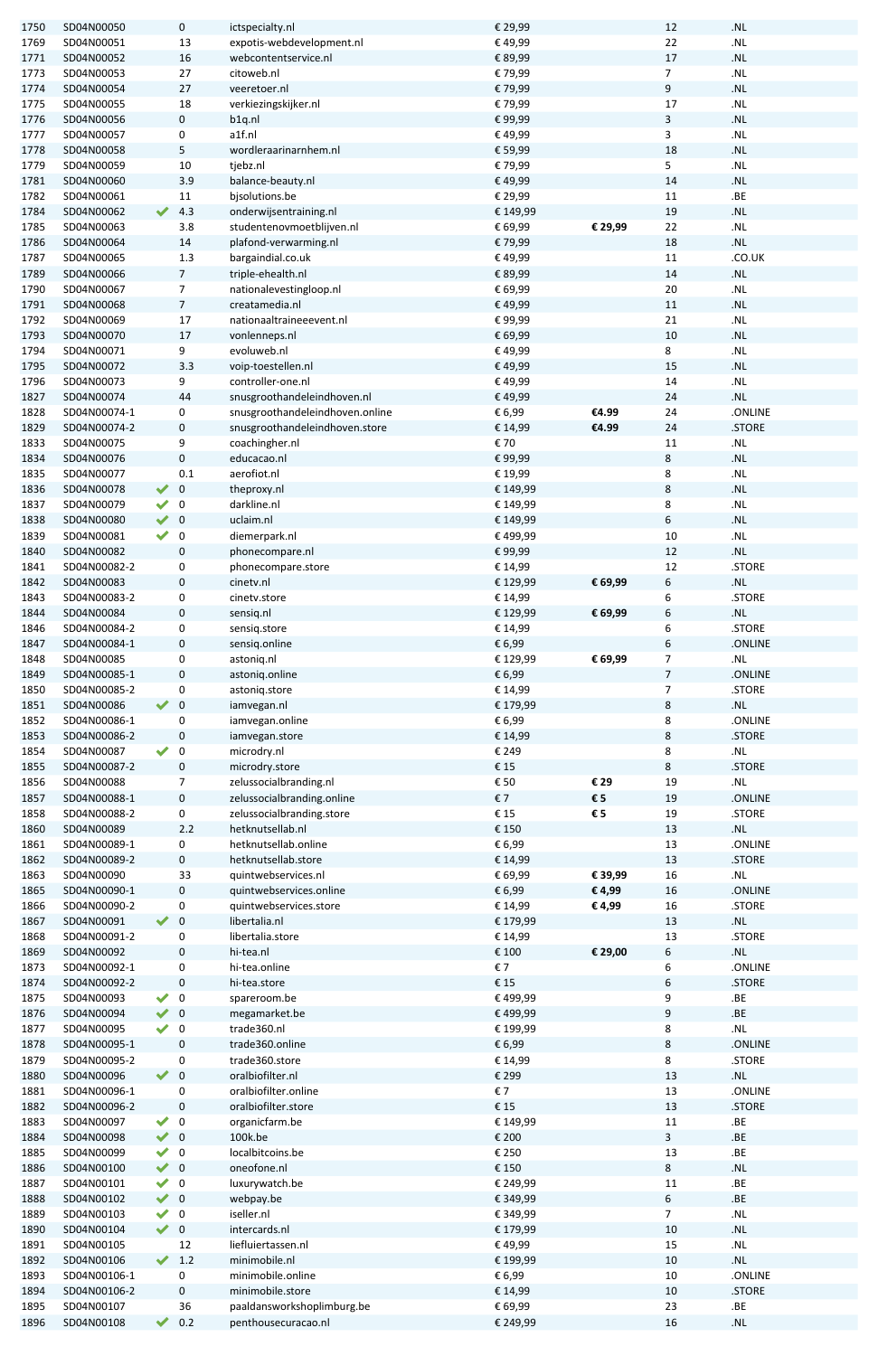| | | | | | | | | |
|---|---|---|---|---|---|---|---|---|
| 1750 | SD04N00050 | | 0 | ictspecialty.nl | € 29,99 | | 12 | .NL |
| 1769 | SD04N00051 | | 13 | expotis-webdevelopment.nl | € 49,99 | | 22 | .NL |
| 1771 | SD04N00052 | | 16 | webcontentservice.nl | € 89,99 | | 17 | .NL |
| 1773 | SD04N00053 | | 27 | citoweb.nl | € 79,99 | | 7 | .NL |
| 1774 | SD04N00054 | | 27 | veeretoer.nl | € 79,99 | | 9 | .NL |
| 1775 | SD04N00055 | | 18 | verkiezingskijker.nl | € 79,99 | | 17 | .NL |
| 1776 | SD04N00056 | | 0 | b1q.nl | € 99,99 | | 3 | .NL |
| 1777 | SD04N00057 | | 0 | a1f.nl | € 49,99 | | 3 | .NL |
| 1778 | SD04N00058 | | 5 | wordleraarinarnhem.nl | € 59,99 | | 18 | .NL |
| 1779 | SD04N00059 | | 10 | tjebz.nl | € 79,99 | | 5 | .NL |
| 1781 | SD04N00060 | | 3.9 | balance-beauty.nl | € 49,99 | | 14 | .NL |
| 1782 | SD04N00061 | | 11 | bjsolutions.be | € 29,99 | | 11 | .BE |
| 1784 | SD04N00062 | ✔ | 4.3 | onderwijsentraining.nl | € 149,99 | | 19 | .NL |
| 1785 | SD04N00063 | | 3.8 | studentenovmoetblijven.nl | € 69,99 | **€ 29,99** | 22 | .NL |
| 1786 | SD04N00064 | | 14 | plafond-verwarming.nl | € 79,99 | | 18 | .NL |
| 1787 | SD04N00065 | | 1.3 | bargaindial.co.uk | € 49,99 | | 11 | .CO.UK |
| 1789 | SD04N00066 | | 7 | triple-ehealth.nl | € 89,99 | | 14 | .NL |
| 1790 | SD04N00067 | | 7 | nationalevestingloop.nl | € 69,99 | | 20 | .NL |
| 1791 | SD04N00068 | | 7 | creatamedia.nl | € 49,99 | | 11 | .NL |
| 1792 | SD04N00069 | | 17 | nationaaltraineeevent.nl | € 99,99 | | 21 | .NL |
| 1793 | SD04N00070 | | 17 | vonlenneps.nl | € 69,99 | | 10 | .NL |
| 1794 | SD04N00071 | | 9 | evoluweb.nl | € 49,99 | | 8 | .NL |
| 1795 | SD04N00072 | | 3.3 | voip-toestellen.nl | € 49,99 | | 15 | .NL |
| 1796 | SD04N00073 | | 9 | controller-one.nl | € 49,99 | | 14 | .NL |
| 1827 | SD04N00074 | | 44 | snusgroothandeleindhoven.nl | € 49,99 | | 24 | .NL |
| 1828 | SD04N00074-1 | | 0 | snusgroothandeleindhoven.online | € 6,99 | **€4.99** | 24 | .ONLINE |
| 1829 | SD04N00074-2 | | 0 | snusgroothandeleindhoven.store | € 14,99 | **€4.99** | 24 | .STORE |
| 1833 | SD04N00075 | | 9 | coachingher.nl | € 70 | | 11 | .NL |
| 1834 | SD04N00076 | | 0 | educacao.nl | € 99,99 | | 8 | .NL |
| 1835 | SD04N00077 | | 0.1 | aerofiot.nl | € 19,99 | | 8 | .NL |
| 1836 | SD04N00078 | ✔ | 0 | theproxy.nl | € 149,99 | | 8 | .NL |
| 1837 | SD04N00079 | ✔ | 0 | darkline.nl | € 149,99 | | 8 | .NL |
| 1838 | SD04N00080 | ✔ | 0 | uclaim.nl | € 149,99 | | 6 | .NL |
| 1839 | SD04N00081 | ✔ | 0 | diemerpark.nl | € 499,99 | | 10 | .NL |
| 1840 | SD04N00082 | | 0 | phonecompare.nl | € 99,99 | | 12 | .NL |
| 1841 | SD04N00082-2 | | 0 | phonecompare.store | € 14,99 | | 12 | .STORE |
| 1842 | SD04N00083 | | 0 | cinetv.nl | € 129,99 | **€ 69,99** | 6 | .NL |
| 1843 | SD04N00083-2 | | 0 | cinetv.store | € 14,99 | | 6 | .STORE |
| 1844 | SD04N00084 | | 0 | sensiq.nl | € 129,99 | **€ 69,99** | 6 | .NL |
| 1846 | SD04N00084-2 | | 0 | sensiq.store | € 14,99 | | 6 | .STORE |
| 1847 | SD04N00084-1 | | 0 | sensiq.online | € 6,99 | | 6 | .ONLINE |
| 1848 | SD04N00085 | | 0 | astoniq.nl | € 129,99 | **€ 69,99** | 7 | .NL |
| 1849 | SD04N00085-1 | | 0 | astoniq.online | € 6,99 | | 7 | .ONLINE |
| 1850 | SD04N00085-2 | | 0 | astoniq.store | € 14,99 | | 7 | .STORE |
| 1851 | SD04N00086 | ✔ | 0 | iamvegan.nl | € 179,99 | | 8 | .NL |
| 1852 | SD04N00086-1 | | 0 | iamvegan.online | € 6,99 | | 8 | .ONLINE |
| 1853 | SD04N00086-2 | | 0 | iamvegan.store | € 14,99 | | 8 | .STORE |
| 1854 | SD04N00087 | ✔ | 0 | microdry.nl | € 249 | | 8 | .NL |
| 1855 | SD04N00087-2 | | 0 | microdry.store | € 15 | | 8 | .STORE |
| 1856 | SD04N00088 | | 7 | zelussocialbranding.nl | € 50 | **€ 29** | 19 | .NL |
| 1857 | SD04N00088-1 | | 0 | zelussocialbranding.online | € 7 | **€ 5** | 19 | .ONLINE |
| 1858 | SD04N00088-2 | | 0 | zelussocialbranding.store | € 15 | **€ 5** | 19 | .STORE |
| 1860 | SD04N00089 | | 2.2 | hetknutsellab.nl | € 150 | | 13 | .NL |
| 1861 | SD04N00089-1 | | 0 | hetknutsellab.online | € 6,99 | | 13 | .ONLINE |
| 1862 | SD04N00089-2 | | 0 | hetknutsellab.store | € 14,99 | | 13 | .STORE |
| 1863 | SD04N00090 | | 33 | quintwebservices.nl | € 69,99 | **€ 39,99** | 16 | .NL |
| 1865 | SD04N00090-1 | | 0 | quintwebservices.online | € 6,99 | **€ 4,99** | 16 | .ONLINE |
| 1866 | SD04N00090-2 | | 0 | quintwebservices.store | € 14,99 | **€ 4,99** | 16 | .STORE |
| 1867 | SD04N00091 | ✔ | 0 | libertalia.nl | € 179,99 | | 13 | .NL |
| 1868 | SD04N00091-2 | | 0 | libertalia.store | € 14,99 | | 13 | .STORE |
| 1869 | SD04N00092 | | 0 | hi-tea.nl | € 100 | **€ 29,00** | 6 | .NL |
| 1873 | SD04N00092-1 | | 0 | hi-tea.online | € 7 | | 6 | .ONLINE |
| 1874 | SD04N00092-2 | | 0 | hi-tea.store | € 15 | | 6 | .STORE |
| 1875 | SD04N00093 | ✔ | 0 | spareroom.be | € 499,99 | | 9 | .BE |
| 1876 | SD04N00094 | ✔ | 0 | megamarket.be | € 499,99 | | 9 | .BE |
| 1877 | SD04N00095 | ✔ | 0 | trade360.nl | € 199,99 | | 8 | .NL |
| 1878 | SD04N00095-1 | | 0 | trade360.online | € 6,99 | | 8 | .ONLINE |
| 1879 | SD04N00095-2 | | 0 | trade360.store | € 14,99 | | 8 | .STORE |
| 1880 | SD04N00096 | ✔ | 0 | oralbiofilter.nl | € 299 | | 13 | .NL |
| 1881 | SD04N00096-1 | | 0 | oralbiofilter.online | € 7 | | 13 | .ONLINE |
| 1882 | SD04N00096-2 | | 0 | oralbiofilter.store | € 15 | | 13 | .STORE |
| 1883 | SD04N00097 | ✔ | 0 | organicfarm.be | € 149,99 | | 11 | .BE |
| 1884 | SD04N00098 | ✔ | 0 | 100k.be | € 200 | | 3 | .BE |
| 1885 | SD04N00099 | ✔ | 0 | localbitcoins.be | € 250 | | 13 | .BE |
| 1886 | SD04N00100 | ✔ | 0 | oneofone.nl | € 150 | | 8 | .NL |
| 1887 | SD04N00101 | ✔ | 0 | luxurywatch.be | € 249,99 | | 11 | .BE |
| 1888 | SD04N00102 | ✔ | 0 | webpay.be | € 349,99 | | 6 | .BE |
| 1889 | SD04N00103 | ✔ | 0 | iseller.nl | € 349,99 | | 7 | .NL |
| 1890 | SD04N00104 | ✔ | 0 | intercards.nl | € 179,99 | | 10 | .NL |
| 1891 | SD04N00105 | | 12 | liefluiertassen.nl | € 49,99 | | 15 | .NL |
| 1892 | SD04N00106 | ✔ | 1.2 | minimobile.nl | € 199,99 | | 10 | .NL |
| 1893 | SD04N00106-1 | | 0 | minimobile.online | € 6,99 | | 10 | .ONLINE |
| 1894 | SD04N00106-2 | | 0 | minimobile.store | € 14,99 | | 10 | .STORE |
| 1895 | SD04N00107 | | 36 | paaldansworkshoplimburg.be | € 69,99 | | 23 | .BE |
| 1896 | SD04N00108 | ✔ | 0.2 | penthousecuracao.nl | € 249,99 | | 16 | .NL |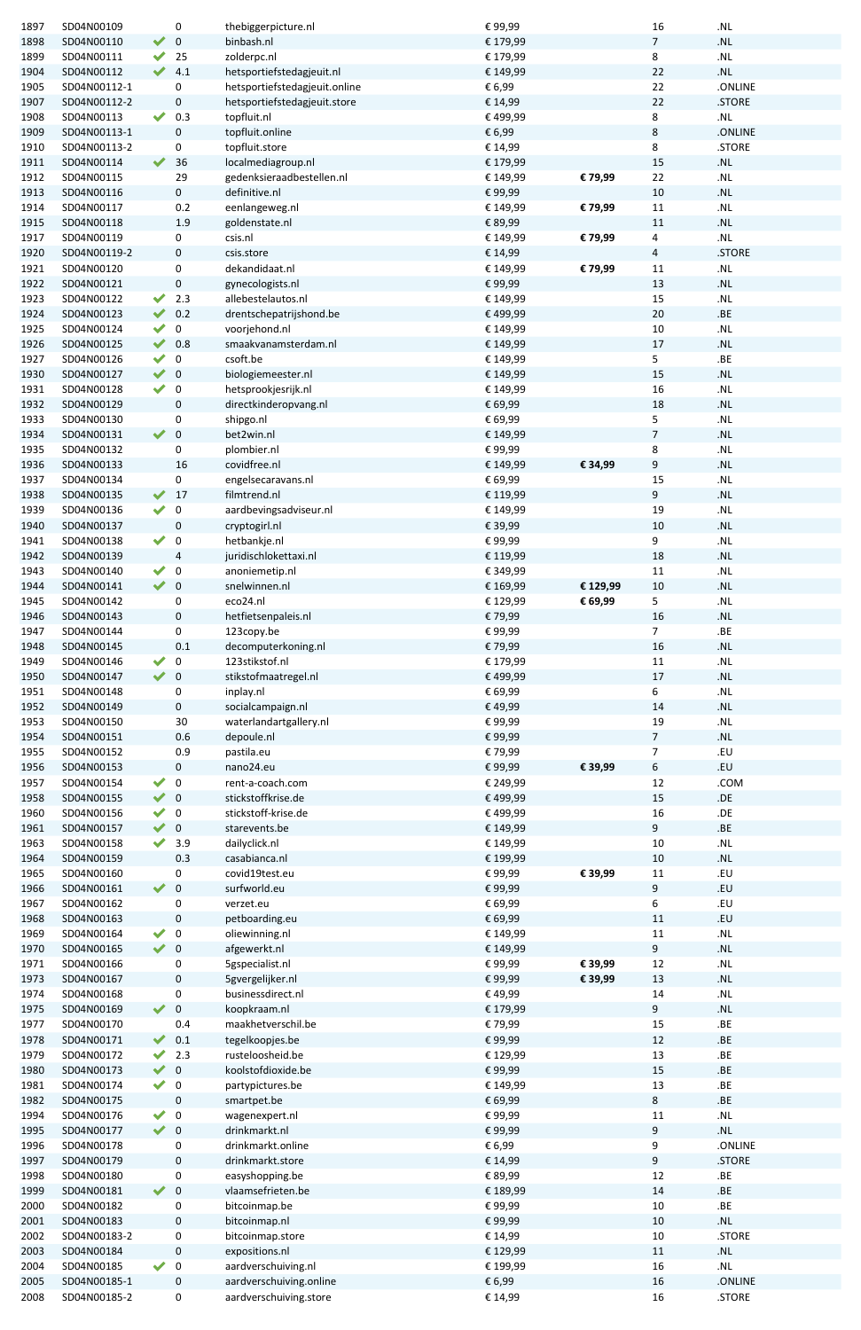|  |  |  |  |  |  |  |  |  |
|---|---|---|---|---|---|---|---|---|
| 1897 | SD04N00109 |  | 0 | thebiggerpicture.nl | € 99,99 |  | 16 | .NL |
| 1898 | SD04N00110 | ✔ | 0 | binbash.nl | € 179,99 |  | 7 | .NL |
| 1899 | SD04N00111 | ✔ | 25 | zolderpc.nl | € 179,99 |  | 8 | .NL |
| 1904 | SD04N00112 | ✔ | 4.1 | hetsportiefstedagjeuit.nl | € 149,99 |  | 22 | .NL |
| 1905 | SD04N00112-1 |  | 0 | hetsportiefstedagjeuit.online | € 6,99 |  | 22 | .ONLINE |
| 1907 | SD04N00112-2 |  | 0 | hetsportiefstedagjeuit.store | € 14,99 |  | 22 | .STORE |
| 1908 | SD04N00113 | ✔ | 0.3 | topfluit.nl | € 499,99 |  | 8 | .NL |
| 1909 | SD04N00113-1 |  | 0 | topfluit.online | € 6,99 |  | 8 | .ONLINE |
| 1910 | SD04N00113-2 |  | 0 | topfluit.store | € 14,99 |  | 8 | .STORE |
| 1911 | SD04N00114 | ✔ | 36 | localmediagroup.nl | € 179,99 |  | 15 | .NL |
| 1912 | SD04N00115 |  | 29 | gedenksieraadbestellen.nl | € 149,99 | **€ 79,99** | 22 | .NL |
| 1913 | SD04N00116 |  | 0 | definitive.nl | € 99,99 |  | 10 | .NL |
| 1914 | SD04N00117 |  | 0.2 | eenlangeweg.nl | € 149,99 | **€ 79,99** | 11 | .NL |
| 1915 | SD04N00118 |  | 1.9 | goldenstate.nl | € 89,99 |  | 11 | .NL |
| 1917 | SD04N00119 |  | 0 | csis.nl | € 149,99 | **€ 79,99** | 4 | .NL |
| 1920 | SD04N00119-2 |  | 0 | csis.store | € 14,99 |  | 4 | .STORE |
| 1921 | SD04N00120 |  | 0 | dekandidaat.nl | € 149,99 | **€ 79,99** | 11 | .NL |
| 1922 | SD04N00121 |  | 0 | gynecologists.nl | € 99,99 |  | 13 | .NL |
| 1923 | SD04N00122 | ✔ | 2.3 | allebestelautos.nl | € 149,99 |  | 15 | .NL |
| 1924 | SD04N00123 | ✔ | 0.2 | drentschepatrijshond.be | € 499,99 |  | 20 | .BE |
| 1925 | SD04N00124 | ✔ | 0 | voorjehond.nl | € 149,99 |  | 10 | .NL |
| 1926 | SD04N00125 | ✔ | 0.8 | smaakvanamsterdam.nl | € 149,99 |  | 17 | .NL |
| 1927 | SD04N00126 | ✔ | 0 | csoft.be | € 149,99 |  | 5 | .BE |
| 1930 | SD04N00127 | ✔ | 0 | biologiemeester.nl | € 149,99 |  | 15 | .NL |
| 1931 | SD04N00128 | ✔ | 0 | hetsprookjesrijk.nl | € 149,99 |  | 16 | .NL |
| 1932 | SD04N00129 |  | 0 | directkinderopvang.nl | € 69,99 |  | 18 | .NL |
| 1933 | SD04N00130 |  | 0 | shipgo.nl | € 69,99 |  | 5 | .NL |
| 1934 | SD04N00131 | ✔ | 0 | bet2win.nl | € 149,99 |  | 7 | .NL |
| 1935 | SD04N00132 |  | 0 | plombier.nl | € 99,99 |  | 8 | .NL |
| 1936 | SD04N00133 |  | 16 | covidfree.nl | € 149,99 | **€ 34,99** | 9 | .NL |
| 1937 | SD04N00134 |  | 0 | engelsecaravans.nl | € 69,99 |  | 15 | .NL |
| 1938 | SD04N00135 | ✔ | 17 | filmtrend.nl | € 119,99 |  | 9 | .NL |
| 1939 | SD04N00136 | ✔ | 0 | aardbevingsadviseur.nl | € 149,99 |  | 19 | .NL |
| 1940 | SD04N00137 |  | 0 | cryptogirl.nl | € 39,99 |  | 10 | .NL |
| 1941 | SD04N00138 | ✔ | 0 | hetbankje.nl | € 99,99 |  | 9 | .NL |
| 1942 | SD04N00139 |  | 4 | juridischloket­taxi.nl | € 119,99 |  | 18 | .NL |
| 1943 | SD04N00140 | ✔ | 0 | anoniemetip.nl | € 349,99 |  | 11 | .NL |
| 1944 | SD04N00141 | ✔ | 0 | snelwinnen.nl | € 169,99 | **€ 129,99** | 10 | .NL |
| 1945 | SD04N00142 |  | 0 | eco24.nl | € 129,99 | **€ 69,99** | 5 | .NL |
| 1946 | SD04N00143 |  | 0 | hetfietsenpaleis.nl | € 79,99 |  | 16 | .NL |
| 1947 | SD04N00144 |  | 0 | 123copy.be | € 99,99 |  | 7 | .BE |
| 1948 | SD04N00145 |  | 0.1 | decomputerkoning.nl | € 79,99 |  | 16 | .NL |
| 1949 | SD04N00146 | ✔ | 0 | 123stikstof.nl | € 179,99 |  | 11 | .NL |
| 1950 | SD04N00147 | ✔ | 0 | stikstofmaatregel.nl | € 499,99 |  | 17 | .NL |
| 1951 | SD04N00148 |  | 0 | inplay.nl | € 69,99 |  | 6 | .NL |
| 1952 | SD04N00149 |  | 0 | socialcampaign.nl | € 49,99 |  | 14 | .NL |
| 1953 | SD04N00150 |  | 30 | waterlandartgallery.nl | € 99,99 |  | 19 | .NL |
| 1954 | SD04N00151 |  | 0.6 | depoule.nl | € 99,99 |  | 7 | .NL |
| 1955 | SD04N00152 |  | 0.9 | pastila.eu | € 79,99 |  | 7 | .EU |
| 1956 | SD04N00153 |  | 0 | nano24.eu | € 99,99 | **€ 39,99** | 6 | .EU |
| 1957 | SD04N00154 | ✔ | 0 | rent-a-coach.com | € 249,99 |  | 12 | .COM |
| 1958 | SD04N00155 | ✔ | 0 | stickstoffkrise.de | € 499,99 |  | 15 | .DE |
| 1960 | SD04N00156 | ✔ | 0 | stickstoff-krise.de | € 499,99 |  | 16 | .DE |
| 1961 | SD04N00157 | ✔ | 0 | starevents.be | € 149,99 |  | 9 | .BE |
| 1963 | SD04N00158 | ✔ | 3.9 | dailyclick.nl | € 149,99 |  | 10 | .NL |
| 1964 | SD04N00159 |  | 0.3 | casabianca.nl | € 199,99 |  | 10 | .NL |
| 1965 | SD04N00160 |  | 0 | covid19test.eu | € 99,99 | **€ 39,99** | 11 | .EU |
| 1966 | SD04N00161 | ✔ | 0 | surfworld.eu | € 99,99 |  | 9 | .EU |
| 1967 | SD04N00162 |  | 0 | verzet.eu | € 69,99 |  | 6 | .EU |
| 1968 | SD04N00163 |  | 0 | petboarding.eu | € 69,99 |  | 11 | .EU |
| 1969 | SD04N00164 | ✔ | 0 | oliewinning.nl | € 149,99 |  | 11 | .NL |
| 1970 | SD04N00165 | ✔ | 0 | afgewerkt.nl | € 149,99 |  | 9 | .NL |
| 1971 | SD04N00166 |  | 0 | 5gspecialist.nl | € 99,99 | **€ 39,99** | 12 | .NL |
| 1973 | SD04N00167 |  | 0 | 5gvergelijker.nl | € 99,99 | **€ 39,99** | 13 | .NL |
| 1974 | SD04N00168 |  | 0 | businessdirect.nl | € 49,99 |  | 14 | .NL |
| 1975 | SD04N00169 | ✔ | 0 | koopkraam.nl | € 179,99 |  | 9 | .NL |
| 1977 | SD04N00170 |  | 0.4 | maakhetverschil.be | € 79,99 |  | 15 | .BE |
| 1978 | SD04N00171 | ✔ | 0.1 | tegelkoopjes.be | € 99,99 |  | 12 | .BE |
| 1979 | SD04N00172 | ✔ | 2.3 | rusteloosheid.be | € 129,99 |  | 13 | .BE |
| 1980 | SD04N00173 | ✔ | 0 | koolstofdioxide.be | € 99,99 |  | 15 | .BE |
| 1981 | SD04N00174 | ✔ | 0 | partypictures.be | € 149,99 |  | 13 | .BE |
| 1982 | SD04N00175 |  | 0 | smartpet.be | € 69,99 |  | 8 | .BE |
| 1994 | SD04N00176 | ✔ | 0 | wagenexpert.nl | € 99,99 |  | 11 | .NL |
| 1995 | SD04N00177 | ✔ | 0 | drinkmarkt.nl | € 99,99 |  | 9 | .NL |
| 1996 | SD04N00178 |  | 0 | drinkmarkt.online | € 6,99 |  | 9 | .ONLINE |
| 1997 | SD04N00179 |  | 0 | drinkmarkt.store | € 14,99 |  | 9 | .STORE |
| 1998 | SD04N00180 |  | 0 | easyshopping.be | € 89,99 |  | 12 | .BE |
| 1999 | SD04N00181 | ✔ | 0 | vlaamsefrieten.be | € 189,99 |  | 14 | .BE |
| 2000 | SD04N00182 |  | 0 | bitcoinmap.be | € 99,99 |  | 10 | .BE |
| 2001 | SD04N00183 |  | 0 | bitcoinmap.nl | € 99,99 |  | 10 | .NL |
| 2002 | SD04N00183-2 |  | 0 | bitcoinmap.store | € 14,99 |  | 10 | .STORE |
| 2003 | SD04N00184 |  | 0 | expositions.nl | € 129,99 |  | 11 | .NL |
| 2004 | SD04N00185 | ✔ | 0 | aardverschuiving.nl | € 199,99 |  | 16 | .NL |
| 2005 | SD04N00185-1 |  | 0 | aardverschuiving.online | € 6,99 |  | 16 | .ONLINE |
| 2008 | SD04N00185-2 |  | 0 | aardverschuiving.store | € 14,99 |  | 16 | .STORE |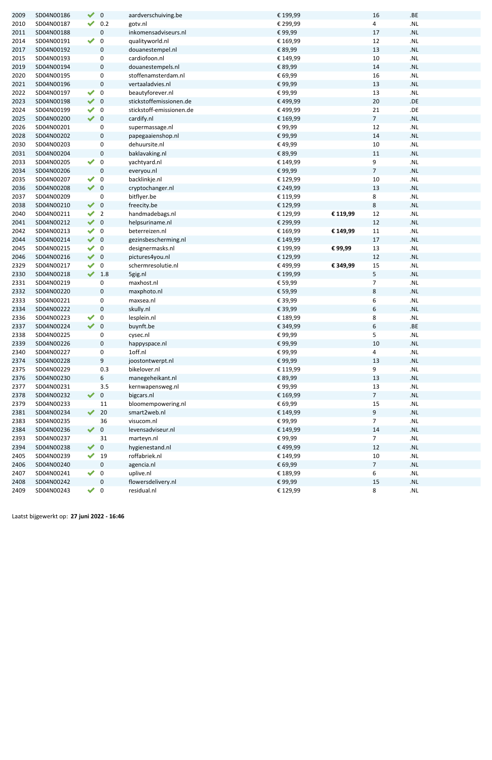| | | | | | | | | |
|---|---|---|---|---|---|---|---|---|
| 2009 | SD04N00186 | ✔ | 0 | aardverschuiving.be | € 199,99 | | 16 | .BE |
| 2010 | SD04N00187 | ✔ | 0.2 | gotv.nl | € 299,99 | | 4 | .NL |
| 2011 | SD04N00188 | | 0 | inkomensadviseurs.nl | € 99,99 | | 17 | .NL |
| 2014 | SD04N00191 | ✔ | 0 | qualityworld.nl | € 169,99 | | 12 | .NL |
| 2017 | SD04N00192 | | 0 | douanestempel.nl | € 89,99 | | 13 | .NL |
| 2015 | SD04N00193 | | 0 | cardiofoon.nl | € 149,99 | | 10 | .NL |
| 2019 | SD04N00194 | | 0 | douanestempels.nl | € 89,99 | | 14 | .NL |
| 2020 | SD04N00195 | | 0 | stoffenamsterdam.nl | € 69,99 | | 16 | .NL |
| 2021 | SD04N00196 | | 0 | vertaaladvies.nl | € 99,99 | | 13 | .NL |
| 2022 | SD04N00197 | ✔ | 0 | beautyforever.nl | € 99,99 | | 13 | .NL |
| 2023 | SD04N00198 | ✔ | 0 | stickstoffemissionen.de | € 499,99 | | 20 | .DE |
| 2024 | SD04N00199 | ✔ | 0 | stickstoff-emissionen.de | € 499,99 | | 21 | .DE |
| 2025 | SD04N00200 | ✔ | 0 | cardify.nl | € 169,99 | | 7 | .NL |
| 2026 | SD04N00201 | | 0 | supermassage.nl | € 99,99 | | 12 | .NL |
| 2028 | SD04N00202 | | 0 | papegaaienshop.nl | € 99,99 | | 14 | .NL |
| 2030 | SD04N00203 | | 0 | dehuursite.nl | € 49,99 | | 10 | .NL |
| 2031 | SD04N00204 | | 0 | baklavaking.nl | € 89,99 | | 11 | .NL |
| 2033 | SD04N00205 | ✔ | 0 | yachtyard.nl | € 149,99 | | 9 | .NL |
| 2034 | SD04N00206 | | 0 | everyou.nl | € 99,99 | | 7 | .NL |
| 2035 | SD04N00207 | ✔ | 0 | backlinkje.nl | € 129,99 | | 10 | .NL |
| 2036 | SD04N00208 | ✔ | 0 | cryptochanger.nl | € 249,99 | | 13 | .NL |
| 2037 | SD04N00209 | | 0 | bitflyer.be | € 119,99 | | 8 | .NL |
| 2038 | SD04N00210 | ✔ | 0 | freecity.be | € 129,99 | | 8 | .NL |
| 2040 | SD04N00211 | ✔ | 2 | handmadebags.nl | € 129,99 | **€ 119,99** | 12 | .NL |
| 2041 | SD04N00212 | ✔ | 0 | helpsuriname.nl | € 299,99 | | 12 | .NL |
| 2042 | SD04N00213 | ✔ | 0 | beterreizen.nl | € 169,99 | **€ 149,99** | 11 | .NL |
| 2044 | SD04N00214 | ✔ | 0 | gezinsbescherming.nl | € 149,99 | | 17 | .NL |
| 2045 | SD04N00215 | ✔ | 0 | designermasks.nl | € 199,99 | **€ 99,99** | 13 | .NL |
| 2046 | SD04N00216 | ✔ | 0 | pictures4you.nl | € 129,99 | | 12 | .NL |
| 2329 | SD04N00217 | ✔ | 0 | schermresolutie.nl | € 499,99 | **€ 349,99** | 15 | .NL |
| 2330 | SD04N00218 | ✔ | 1.8 | 5gig.nl | € 199,99 | | 5 | .NL |
| 2331 | SD04N00219 | | 0 | maxhost.nl | € 59,99 | | 7 | .NL |
| 2332 | SD04N00220 | | 0 | maxphoto.nl | € 59,99 | | 8 | .NL |
| 2333 | SD04N00221 | | 0 | maxsea.nl | € 39,99 | | 6 | .NL |
| 2334 | SD04N00222 | | 0 | skully.nl | € 39,99 | | 6 | .NL |
| 2336 | SD04N00223 | ✔ | 0 | lesplein.nl | € 189,99 | | 8 | .NL |
| 2337 | SD04N00224 | ✔ | 0 | buynft.be | € 349,99 | | 6 | .BE |
| 2338 | SD04N00225 | | 0 | cysec.nl | € 99,99 | | 5 | .NL |
| 2339 | SD04N00226 | | 0 | happyspace.nl | € 99,99 | | 10 | .NL |
| 2340 | SD04N00227 | | 0 | 1off.nl | € 99,99 | | 4 | .NL |
| 2374 | SD04N00228 | | 9 | joostontwerpt.nl | € 99,99 | | 13 | .NL |
| 2375 | SD04N00229 | | 0.3 | bikelover.nl | € 119,99 | | 9 | .NL |
| 2376 | SD04N00230 | | 6 | manegeheikant.nl | € 89,99 | | 13 | .NL |
| 2377 | SD04N00231 | | 3.5 | kernwapensweg.nl | € 99,99 | | 13 | .NL |
| 2378 | SD04N00232 | ✔ | 0 | bigcars.nl | € 169,99 | | 7 | .NL |
| 2379 | SD04N00233 | | 11 | bloomempowering.nl | € 69,99 | | 15 | .NL |
| 2381 | SD04N00234 | ✔ | 20 | smart2web.nl | € 149,99 | | 9 | .NL |
| 2383 | SD04N00235 | | 36 | visucom.nl | € 99,99 | | 7 | .NL |
| 2384 | SD04N00236 | ✔ | 0 | levensadviseur.nl | € 149,99 | | 14 | .NL |
| 2393 | SD04N00237 | | 31 | marteyn.nl | € 99,99 | | 7 | .NL |
| 2394 | SD04N00238 | ✔ | 0 | hygienestand.nl | € 499,99 | | 12 | .NL |
| 2405 | SD04N00239 | ✔ | 19 | roffabriek.nl | € 149,99 | | 10 | .NL |
| 2406 | SD04N00240 | | 0 | agencia.nl | € 69,99 | | 7 | .NL |
| 2407 | SD04N00241 | ✔ | 0 | uplive.nl | € 189,99 | | 6 | .NL |
| 2408 | SD04N00242 | | 0 | flowersdelivery.nl | € 99,99 | | 15 | .NL |
| 2409 | SD04N00243 | ✔ | 0 | residual.nl | € 129,99 | | 8 | .NL |

Laatst bijgewerkt op: **27 juni 2022 - 16:46**